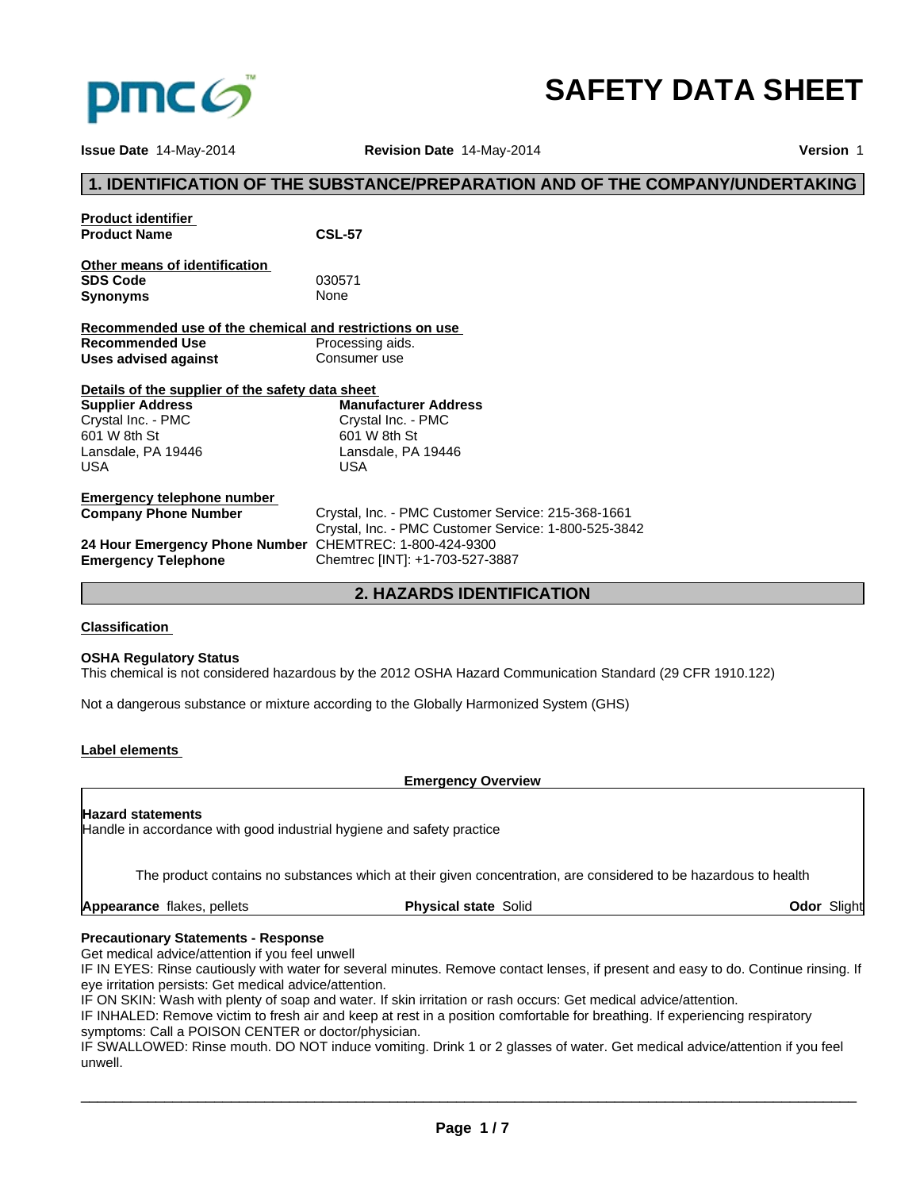# SAFETY DATA SHEET

**Issue Date** 14-May-2014 **Revision Date** 14-May-2014 **Version** 1

## 1. IDENTIFICATION OF THE SUBSTANCE/PREPARATION AND OF THE COMPANY/UNDERTAKING

**Product identifier**

| | |
|---|---|
| **Product Name** | **CSL-57** |

**Other means of identification**

| | |
|---|---|
| **SDS Code** | 030571 |
| **Synonyms** | None |

**Recommended use of the chemical and restrictions on use**

| | |
|---|---|
| **Recommended Use** | Processing aids. |
| **Uses advised against** | Consumer use |

**Details of the supplier of the safety data sheet**

| **Supplier Address** | **Manufacturer Address** |
|---|---|
| Crystal Inc. - PMC<br>601 W 8th St<br>Lansdale, PA 19446<br>USA | Crystal Inc. - PMC<br>601 W 8th St<br>Lansdale, PA 19446<br>USA |

**Emergency telephone number**

| | |
|---|---|
| **Company Phone Number** | Crystal, Inc. - PMC Customer Service: 215-368-1661<br>Crystal, Inc. - PMC Customer Service: 1-800-525-3842 |
| **24 Hour Emergency Phone Number** | CHEMTREC: 1-800-424-9300 |
| **Emergency Telephone** | Chemtrec [INT]: +1-703-527-3887 |

## 2. HAZARDS IDENTIFICATION

**Classification**

**OSHA Regulatory Status**

This chemical is not considered hazardous by the 2012 OSHA Hazard Communication Standard (29 CFR 1910.122)

Not a dangerous substance or mixture according to the Globally Harmonized System (GHS)

**Label elements**

**Emergency Overview**

**Hazard statements**

Handle in accordance with good industrial hygiene and safety practice

The product contains no substances which at their given concentration, are considered to be hazardous to health

**Appearance** flakes, pellets **Physical state** Solid **Odor** Slight

**Precautionary Statements - Response**

Get medical advice/attention if you feel unwell

IF IN EYES: Rinse cautiously with water for several minutes. Remove contact lenses, if present and easy to do. Continue rinsing. If eye irritation persists: Get medical advice/attention.

IF ON SKIN: Wash with plenty of soap and water. If skin irritation or rash occurs: Get medical advice/attention.

IF INHALED: Remove victim to fresh air and keep at rest in a position comfortable for breathing. If experiencing respiratory symptoms: Call a POISON CENTER or doctor/physician.

IF SWALLOWED: Rinse mouth. DO NOT induce vomiting. Drink 1 or 2 glasses of water. Get medical advice/attention if you feel unwell.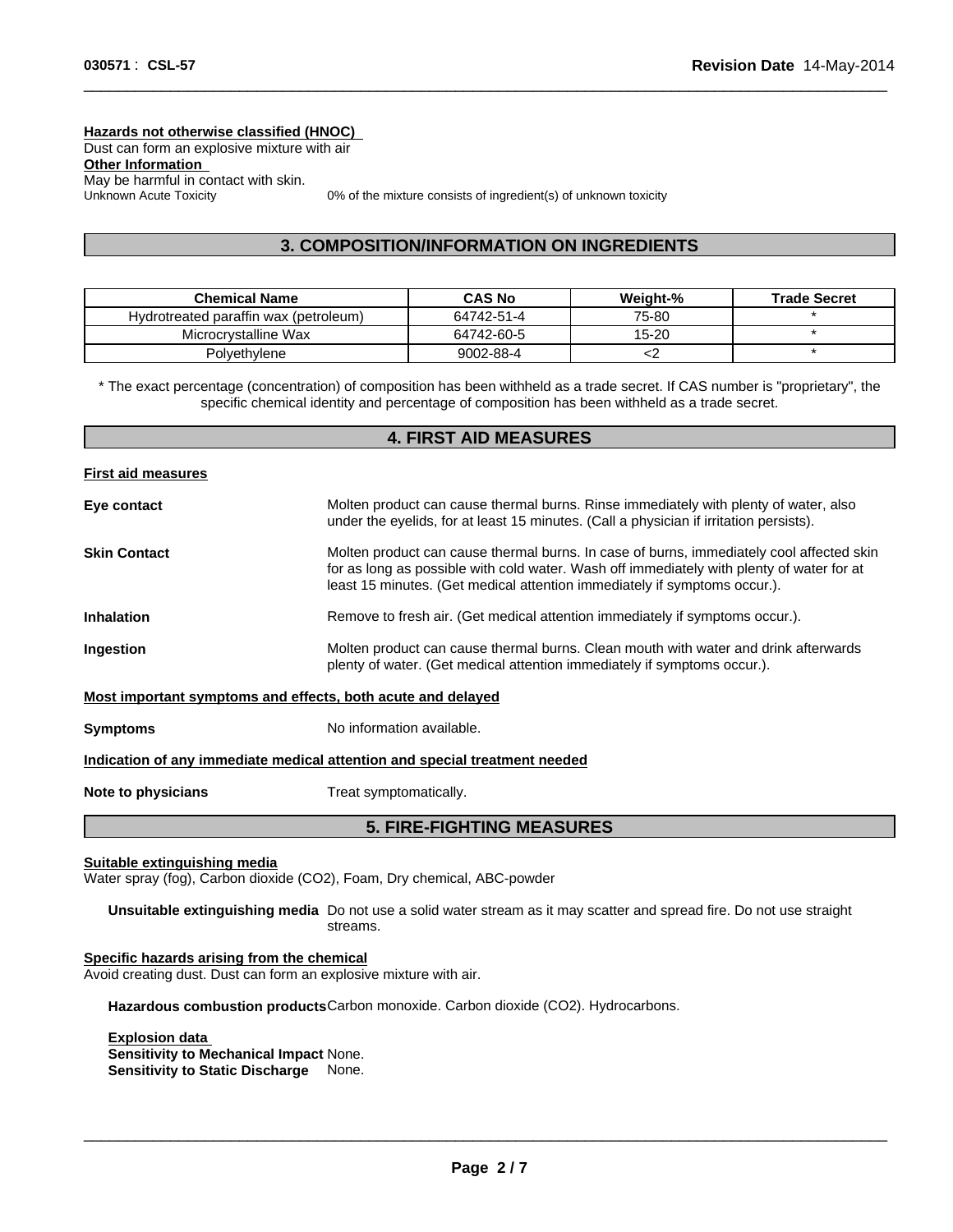**Hazards not otherwise classified (HNOC)**
Dust can form an explosive mixture with air
**Other Information**
May be harmful in contact with skin.
Unknown Acute Toxicity    0% of the mixture consists of ingredient(s) of unknown toxicity

## 3. COMPOSITION/INFORMATION ON INGREDIENTS

| Chemical Name | CAS No | Weight-% | Trade Secret |
|---|---|---|---|
| Hydrotreated paraffin wax (petroleum) | 64742-51-4 | 75-80 | * |
| Microcrystalline Wax | 64742-60-5 | 15-20 | * |
| Polyethylene | 9002-88-4 | <2 | * |

* The exact percentage (concentration) of composition has been withheld as a trade secret. If CAS number is "proprietary", the specific chemical identity and percentage of composition has been withheld as a trade secret.

## 4. FIRST AID MEASURES

**First aid measures**

**Eye contact**
Molten product can cause thermal burns. Rinse immediately with plenty of water, also under the eyelids, for at least 15 minutes. (Call a physician if irritation persists).

**Skin Contact**
Molten product can cause thermal burns. In case of burns, immediately cool affected skin for as long as possible with cold water. Wash off immediately with plenty of water for at least 15 minutes. (Get medical attention immediately if symptoms occur.).

**Inhalation**
Remove to fresh air. (Get medical attention immediately if symptoms occur.).

**Ingestion**
Molten product can cause thermal burns. Clean mouth with water and drink afterwards plenty of water. (Get medical attention immediately if symptoms occur.).

**Most important symptoms and effects, both acute and delayed**

**Symptoms**
No information available.

**Indication of any immediate medical attention and special treatment needed**

**Note to physicians**
Treat symptomatically.

## 5. FIRE-FIGHTING MEASURES

**Suitable extinguishing media**
Water spray (fog), Carbon dioxide ($CO_2$), Foam, Dry chemical, ABC-powder

**Unsuitable extinguishing media** Do not use a solid water stream as it may scatter and spread fire. Do not use straight streams.

**Specific hazards arising from the chemical**
Avoid creating dust. Dust can form an explosive mixture with air.

**Hazardous combustion products** Carbon monoxide. Carbon dioxide ($CO_2$). Hydrocarbons.

**Explosion data**
**Sensitivity to Mechanical Impact** None.
**Sensitivity to Static Discharge** None.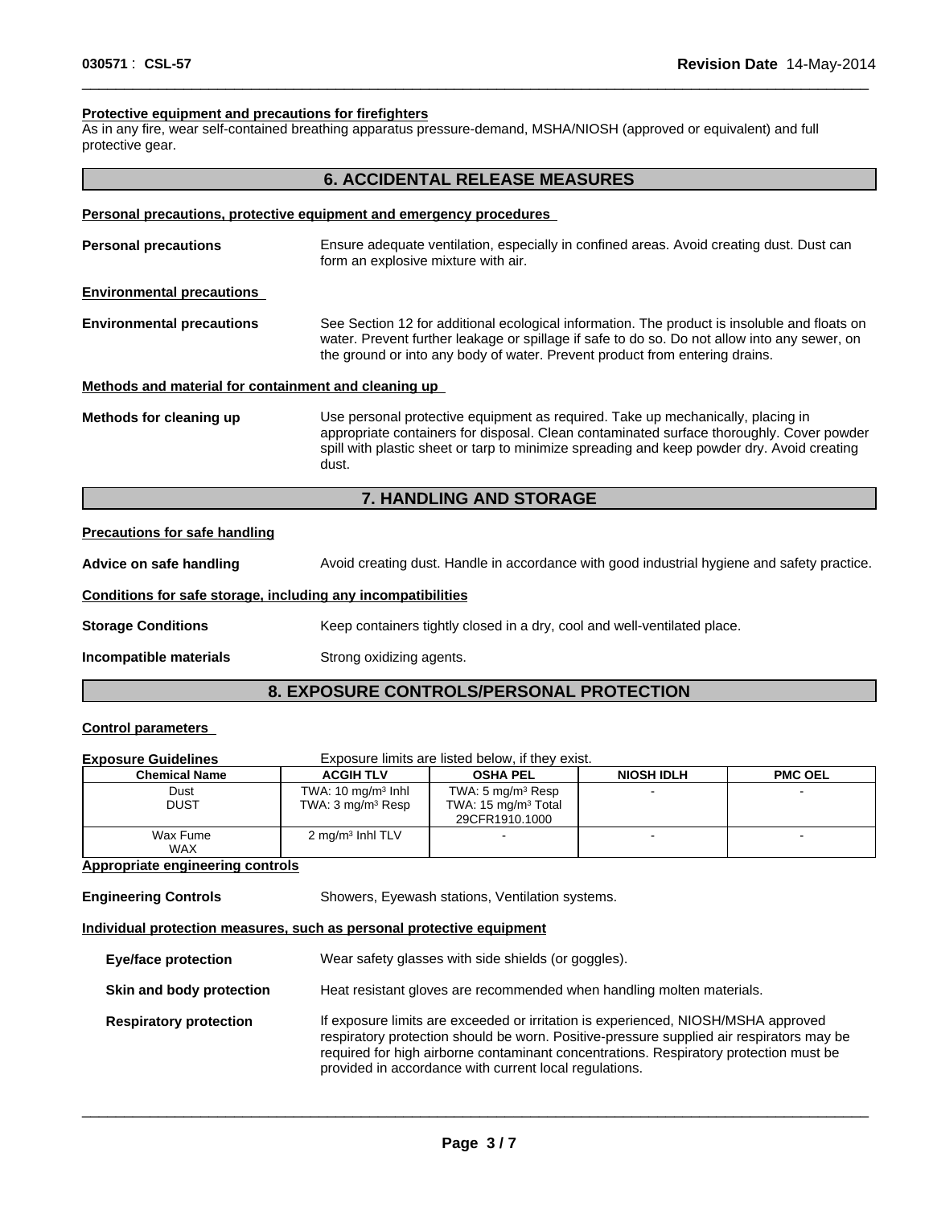**Protective equipment and precautions for firefighters**

As in any fire, wear self-contained breathing apparatus pressure-demand, MSHA/NIOSH (approved or equivalent) and full protective gear.

## 6. ACCIDENTAL RELEASE MEASURES

**Personal precautions, protective equipment and emergency procedures**

**Personal precautions** Ensure adequate ventilation, especially in confined areas. Avoid creating dust. Dust can form an explosive mixture with air.

**Environmental precautions**

**Environmental precautions** See Section 12 for additional ecological information. The product is insoluble and floats on water. Prevent further leakage or spillage if safe to do so. Do not allow into any sewer, on the ground or into any body of water. Prevent product from entering drains.

**Methods and material for containment and cleaning up**

**Methods for cleaning up** Use personal protective equipment as required. Take up mechanically, placing in appropriate containers for disposal. Clean contaminated surface thoroughly. Cover powder spill with plastic sheet or tarp to minimize spreading and keep powder dry. Avoid creating dust.

## 7. HANDLING AND STORAGE

**Precautions for safe handling**

**Advice on safe handling** Avoid creating dust. Handle in accordance with good industrial hygiene and safety practice.

**Conditions for safe storage, including any incompatibilities**

**Storage Conditions** Keep containers tightly closed in a dry, cool and well-ventilated place.

**Incompatible materials** Strong oxidizing agents.

## 8. EXPOSURE CONTROLS/PERSONAL PROTECTION

**Control parameters**

**Exposure Guidelines** Exposure limits are listed below, if they exist.

| Chemical Name | ACGIH TLV | OSHA PEL | NIOSH IDLH | PMC OEL |
|---|---|---|---|---|
| Dust<br>DUST | TWA: 10 mg/m³ Inhl<br>TWA: 3 mg/m³ Resp | TWA: 5 mg/m³ Resp<br>TWA: 15 mg/m³ Total<br>29CFR1910.1000 | - | - |
| Wax Fume<br>WAX | 2 mg/m³ Inhl TLV | - | - | - |

**Appropriate engineering controls**

**Engineering Controls** Showers, Eyewash stations, Ventilation systems.

**Individual protection measures, such as personal protective equipment**

**Eye/face protection** Wear safety glasses with side shields (or goggles).

**Skin and body protection** Heat resistant gloves are recommended when handling molten materials.

**Respiratory protection** If exposure limits are exceeded or irritation is experienced, NIOSH/MSHA approved respiratory protection should be worn. Positive-pressure supplied air respirators may be required for high airborne contaminant concentrations. Respiratory protection must be provided in accordance with current local regulations.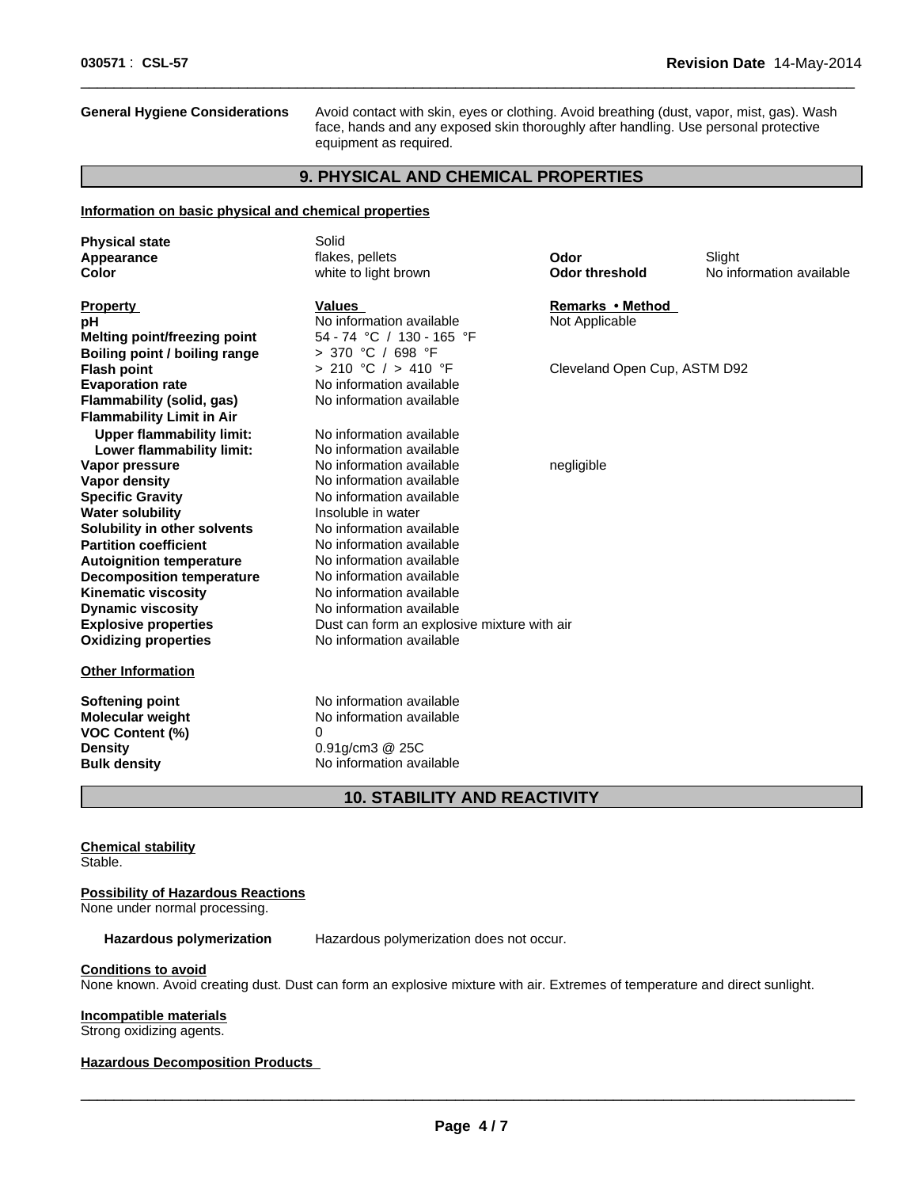**General Hygiene Considerations** Avoid contact with skin, eyes or clothing. Avoid breathing (dust, vapor, mist, gas). Wash face, hands and any exposed skin thoroughly after handling. Use personal protective equipment as required.

## 9. PHYSICAL AND CHEMICAL PROPERTIES

### Information on basic physical and chemical properties

| | | | |
|---|---|---|---|
| **Physical state** | Solid | | |
| **Appearance** | flakes, pellets | **Odor** | Slight |
| **Color** | white to light brown | **Odor threshold** | No information available |

| **Property** | **Values** | **Remarks • Method** |
|---|---|---|
| **pH** | No information available | Not Applicable |
| **Melting point/freezing point** | 54 - 74 °C / 130 - 165 °F | |
| **Boiling point / boiling range** | > 370 °C / 698 °F | |
| **Flash point** | > 210 °C / > 410 °F | Cleveland Open Cup, ASTM D92 |
| **Evaporation rate** | No information available | |
| **Flammability (solid, gas)** | No information available | |
| **Flammability Limit in Air** | | |
| **Upper flammability limit:** | No information available | |
| **Lower flammability limit:** | No information available | |
| **Vapor pressure** | No information available | negligible |
| **Vapor density** | No information available | |
| **Specific Gravity** | No information available | |
| **Water solubility** | Insoluble in water | |
| **Solubility in other solvents** | No information available | |
| **Partition coefficient** | No information available | |
| **Autoignition temperature** | No information available | |
| **Decomposition temperature** | No information available | |
| **Kinematic viscosity** | No information available | |
| **Dynamic viscosity** | No information available | |
| **Explosive properties** | Dust can form an explosive mixture with air | |
| **Oxidizing properties** | No information available | |

### Other Information

| | |
|---|---|
| **Softening point** | No information available |
| **Molecular weight** | No information available |
| **VOC Content (%)** | 0 |
| **Density** | 0.91g/cm3 @ 25C |
| **Bulk density** | No information available |

## 10. STABILITY AND REACTIVITY

### Chemical stability
Stable.

### Possibility of Hazardous Reactions
None under normal processing.

**Hazardous polymerization** Hazardous polymerization does not occur.

### Conditions to avoid
None known. Avoid creating dust. Dust can form an explosive mixture with air. Extremes of temperature and direct sunlight.

### Incompatible materials
Strong oxidizing agents.

### Hazardous Decomposition Products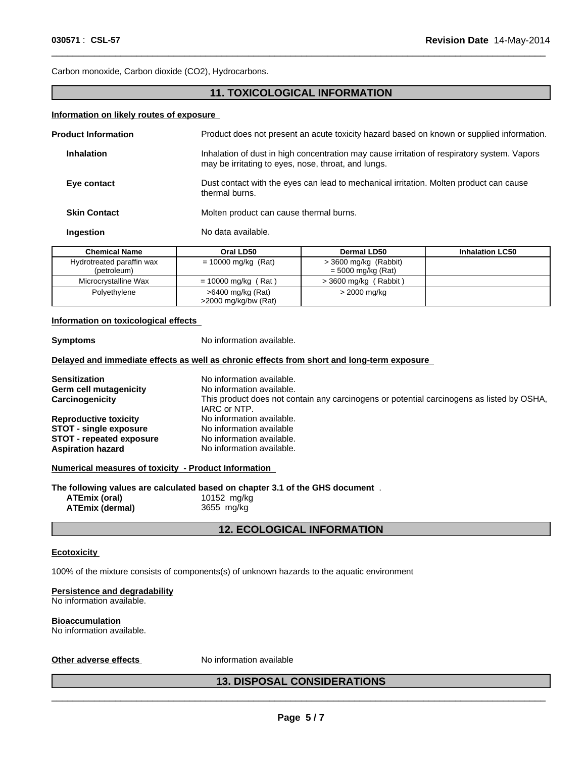Carbon monoxide, Carbon dioxide ($CO_2$), Hydrocarbons.

## 11. TOXICOLOGICAL INFORMATION

**Information on likely routes of exposure**

**Product Information** — Product does not present an acute toxicity hazard based on known or supplied information.

**Inhalation** — Inhalation of dust in high concentration may cause irritation of respiratory system. Vapors may be irritating to eyes, nose, throat, and lungs.

**Eye contact** — Dust contact with the eyes can lead to mechanical irritation. Molten product can cause thermal burns.

**Skin Contact** — Molten product can cause thermal burns.

**Ingestion** — No data available.

| Chemical Name | Oral LD50 | Dermal LD50 | Inhalation LC50 |
|---|---|---|---|
| Hydrotreated paraffin wax (petroleum) | = 10000 mg/kg (Rat) | > 3600 mg/kg (Rabbit) = 5000 mg/kg (Rat) | |
| Microcrystalline Wax | = 10000 mg/kg ( Rat ) | > 3600 mg/kg ( Rabbit ) | |
| Polyethylene | >6400 mg/kg (Rat) >2000 mg/kg/bw (Rat) | > 2000 mg/kg | |

**Information on toxicological effects**

**Symptoms** — No information available.

**Delayed and immediate effects as well as chronic effects from short and long-term exposure**

**Sensitization** — No information available.
**Germ cell mutagenicity** — No information available.
**Carcinogenicity** — This product does not contain any carcinogens or potential carcinogens as listed by OSHA, IARC or NTP.
**Reproductive toxicity** — No information available.
**STOT - single exposure** — No information available
**STOT - repeated exposure** — No information available.
**Aspiration hazard** — No information available.

**Numerical measures of toxicity - Product Information**

**The following values are calculated based on chapter 3.1 of the GHS document** .

**ATEmix (oral)** — 10152 mg/kg
**ATEmix (dermal)** — 3655 mg/kg

## 12. ECOLOGICAL INFORMATION

**Ecotoxicity**

100% of the mixture consists of components(s) of unknown hazards to the aquatic environment

**Persistence and degradability**
No information available.

**Bioaccumulation**
No information available.

**Other adverse effects** — No information available

## 13. DISPOSAL CONSIDERATIONS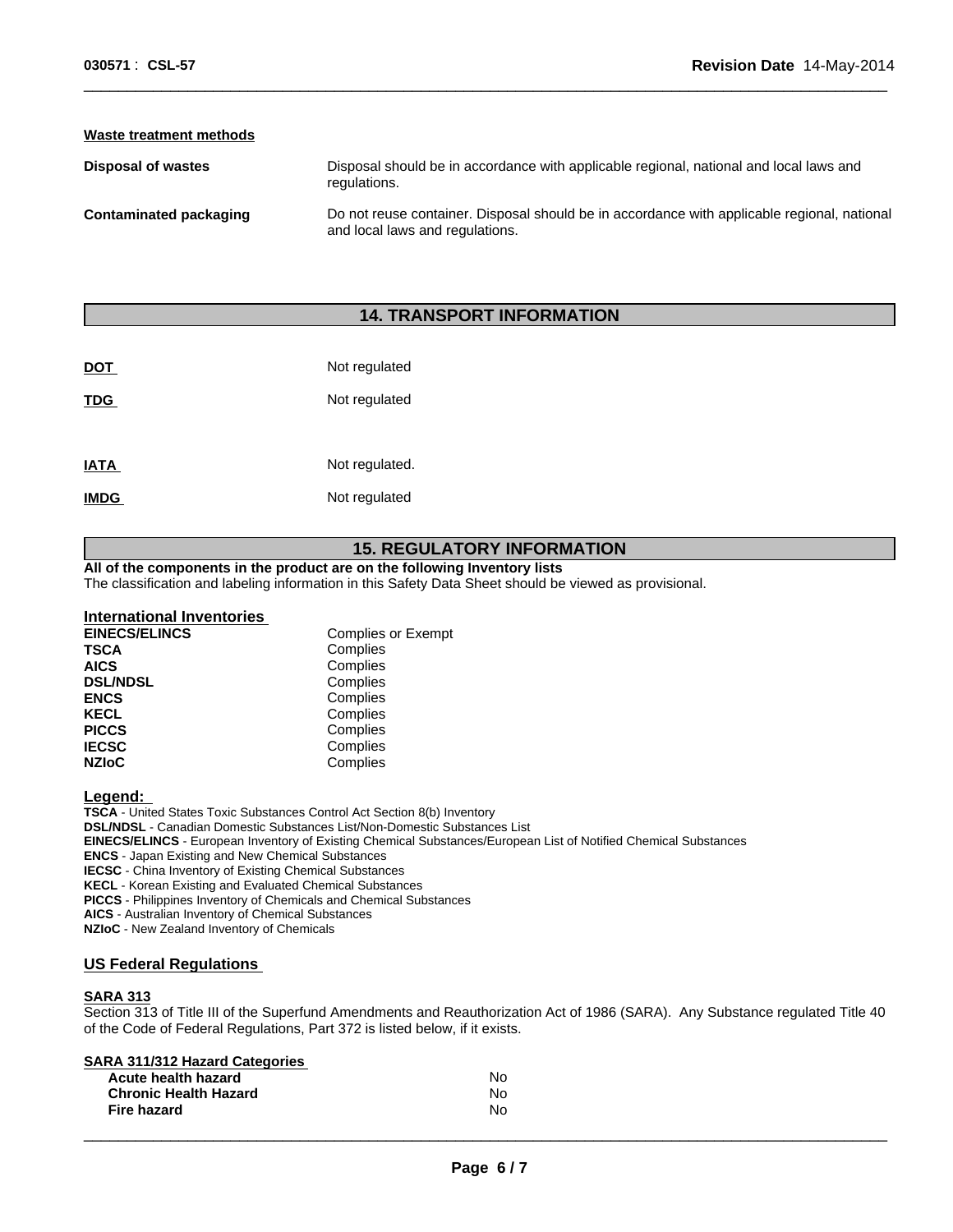**Waste treatment methods**

| | |
|---|---|
| **Disposal of wastes** | Disposal should be in accordance with applicable regional, national and local laws and regulations. |
| **Contaminated packaging** | Do not reuse container. Disposal should be in accordance with applicable regional, national and local laws and regulations. |

## 14. TRANSPORT INFORMATION

| | |
|---|---|
| **DOT** | Not regulated |
| **TDG** | Not regulated |
| **IATA** | Not regulated. |
| **IMDG** | Not regulated |

## 15. REGULATORY INFORMATION

**All of the components in the product are on the following Inventory lists**
The classification and labeling information in this Safety Data Sheet should be viewed as provisional.

### International Inventories

| | |
|---|---|
| **EINECS/ELINCS** | Complies or Exempt |
| **TSCA** | Complies |
| **AICS** | Complies |
| **DSL/NDSL** | Complies |
| **ENCS** | Complies |
| **KECL** | Complies |
| **PICCS** | Complies |
| **IECSC** | Complies |
| **NZIoC** | Complies |

**Legend:**
**TSCA** - United States Toxic Substances Control Act Section 8(b) Inventory
**DSL/NDSL** - Canadian Domestic Substances List/Non-Domestic Substances List
**EINECS/ELINCS** - European Inventory of Existing Chemical Substances/European List of Notified Chemical Substances
**ENCS** - Japan Existing and New Chemical Substances
**IECSC** - China Inventory of Existing Chemical Substances
**KECL** - Korean Existing and Evaluated Chemical Substances
**PICCS** - Philippines Inventory of Chemicals and Chemical Substances
**AICS** - Australian Inventory of Chemical Substances
**NZIoC** - New Zealand Inventory of Chemicals

### US Federal Regulations

**SARA 313**
Section 313 of Title III of the Superfund Amendments and Reauthorization Act of 1986 (SARA). Any Substance regulated Title 40 of the Code of Federal Regulations, Part 372 is listed below, if it exists.

**SARA 311/312 Hazard Categories**

| | |
|---|---|
| **Acute health hazard** | No |
| **Chronic Health Hazard** | No |
| **Fire hazard** | No |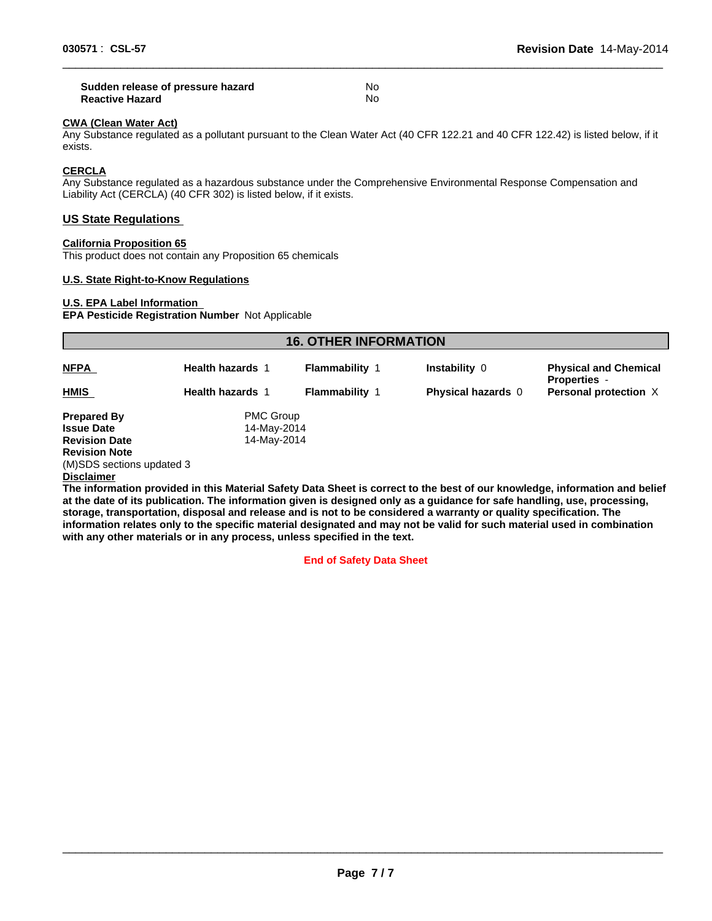| | |
|---|---|
| **Sudden release of pressure hazard** | No |
| **Reactive Hazard** | No |

**CWA (Clean Water Act)**

Any Substance regulated as a pollutant pursuant to the Clean Water Act (40 CFR 122.21 and 40 CFR 122.42) is listed below, if it exists.

**CERCLA**

Any Substance regulated as a hazardous substance under the Comprehensive Environmental Response Compensation and Liability Act (CERCLA) (40 CFR 302) is listed below, if it exists.

## US State Regulations

**California Proposition 65**

This product does not contain any Proposition 65 chemicals

**U.S. State Right-to-Know Regulations**

**U.S. EPA Label Information**

**EPA Pesticide Registration Number** Not Applicable

## 16. OTHER INFORMATION

| | | | | |
|---|---|---|---|---|
| **NFPA** | **Health hazards** 1 | **Flammability** 1 | **Instability** 0 | **Physical and Chemical Properties** - |
| **HMIS** | **Health hazards** 1 | **Flammability** 1 | **Physical hazards** 0 | **Personal protection** X |

| | |
|---|---|
| **Prepared By** | PMC Group |
| **Issue Date** | 14-May-2014 |
| **Revision Date** | 14-May-2014 |
| **Revision Note** | |

(M)SDS sections updated 3

**Disclaimer**

**The information provided in this Material Safety Data Sheet is correct to the best of our knowledge, information and belief at the date of its publication. The information given is designed only as a guidance for safe handling, use, processing, storage, transportation, disposal and release and is not to be considered a warranty or quality specification. The information relates only to the specific material designated and may not be valid for such material used in combination with any other materials or in any process, unless specified in the text.**

**End of Safety Data Sheet**